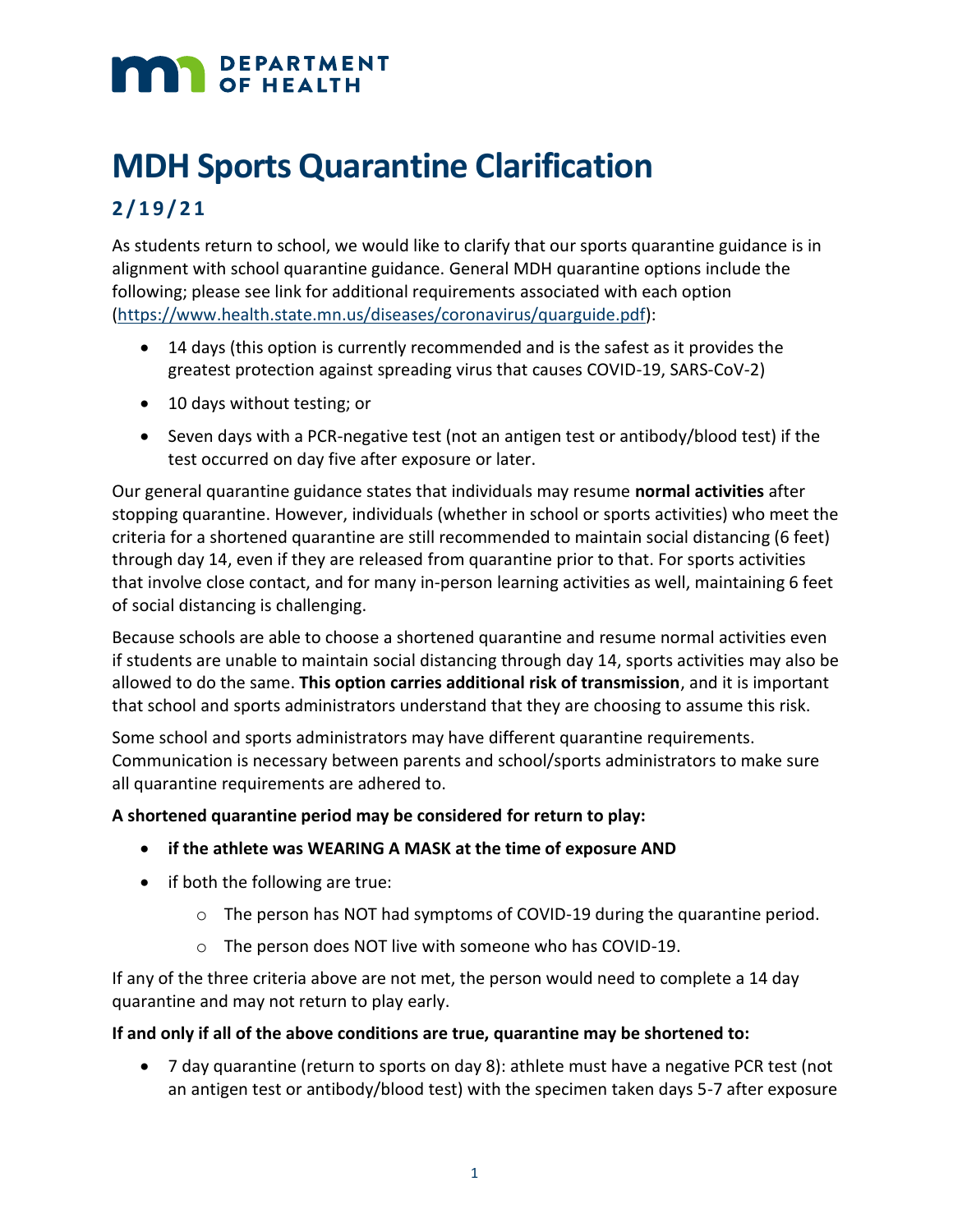# MDH Sports Quarantine Clarification

## 2/19/21

As students return to school, we would like to clarify that our sports quarantine guidance is in alignment with school quarantine guidance. General MDH quarantine options include the following; please see link for additional requirements associated with each option (https://www.health.state.mn.us/diseases/coronavirus/quarguide.pdf):

- 14 days (this option is currently recommended and is the safest as it provides the greatest protection against spreading virus that causes COVID-19, SARS-CoV-2)
- 10 days without testing; or
- Seven days with a PCR-negative test (not an antigen test or antibody/blood test) if the test occurred on day five after exposure or later.

Our general quarantine guidance states that individuals may resume **normal activities** after stopping quarantine. However, individuals (whether in school or sports activities) who meet the criteria for a shortened quarantine are still recommended to maintain social distancing (6 feet) through day 14, even if they are released from quarantine prior to that. For sports activities that involve close contact, and for many in-person learning activities as well, maintaining 6 feet of social distancing is challenging.

Because schools are able to choose a shortened quarantine and resume normal activities even if students are unable to maintain social distancing through day 14, sports activities may also be allowed to do the same. **This option carries additional risk of transmission**, and it is important that school and sports administrators understand that they are choosing to assume this risk.

Some school and sports administrators may have different quarantine requirements. Communication is necessary between parents and school/sports administrators to make sure all quarantine requirements are adhered to.

**A shortened quarantine period may be considered for return to play:**

- **if the athlete was WEARING A MASK at the time of exposure AND**
- if both the following are true:
  - The person has NOT had symptoms of COVID-19 during the quarantine period.
  - The person does NOT live with someone who has COVID-19.

If any of the three criteria above are not met, the person would need to complete a 14 day quarantine and may not return to play early.

**If and only if all of the above conditions are true, quarantine may be shortened to:**

- 7 day quarantine (return to sports on day 8): athlete must have a negative PCR test (not an antigen test or antibody/blood test) with the specimen taken days 5-7 after exposure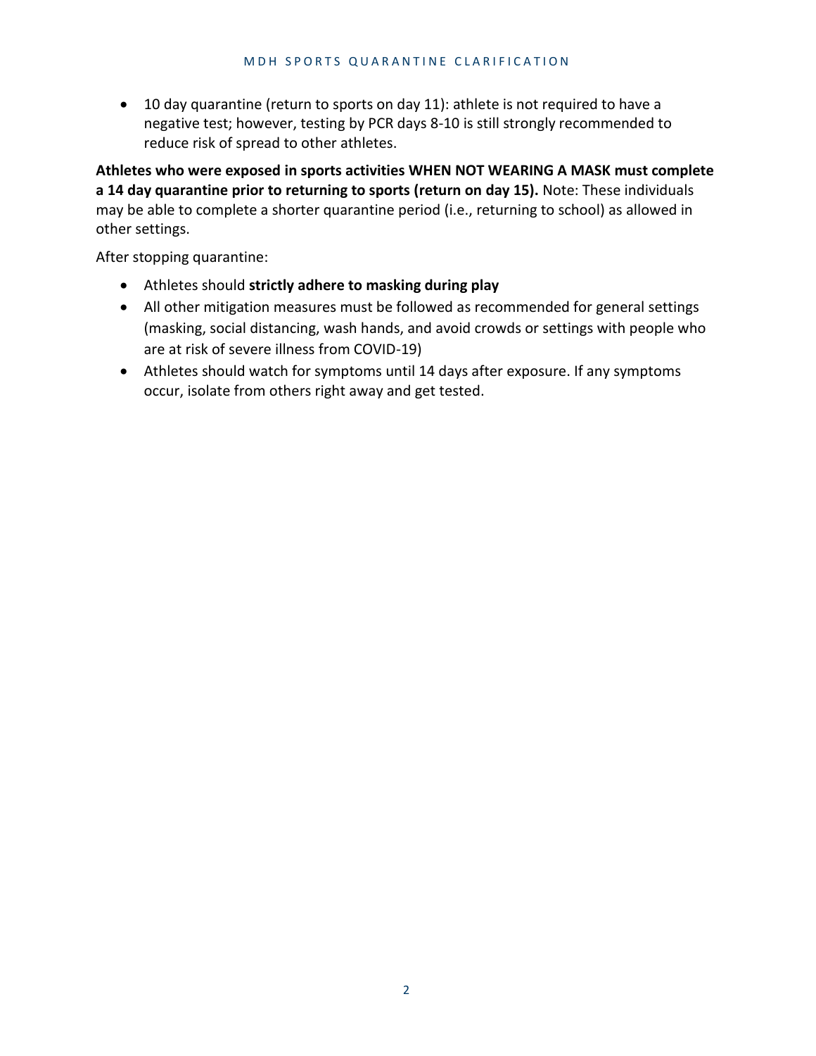- 10 day quarantine (return to sports on day 11): athlete is not required to have a negative test; however, testing by PCR days 8-10 is still strongly recommended to reduce risk of spread to other athletes.

**Athletes who were exposed in sports activities WHEN NOT WEARING A MASK must complete a 14 day quarantine prior to returning to sports (return on day 15).** Note: These individuals may be able to complete a shorter quarantine period (i.e., returning to school) as allowed in other settings.

After stopping quarantine:

- Athletes should **strictly adhere to masking during play**
- All other mitigation measures must be followed as recommended for general settings (masking, social distancing, wash hands, and avoid crowds or settings with people who are at risk of severe illness from COVID-19)
- Athletes should watch for symptoms until 14 days after exposure. If any symptoms occur, isolate from others right away and get tested.